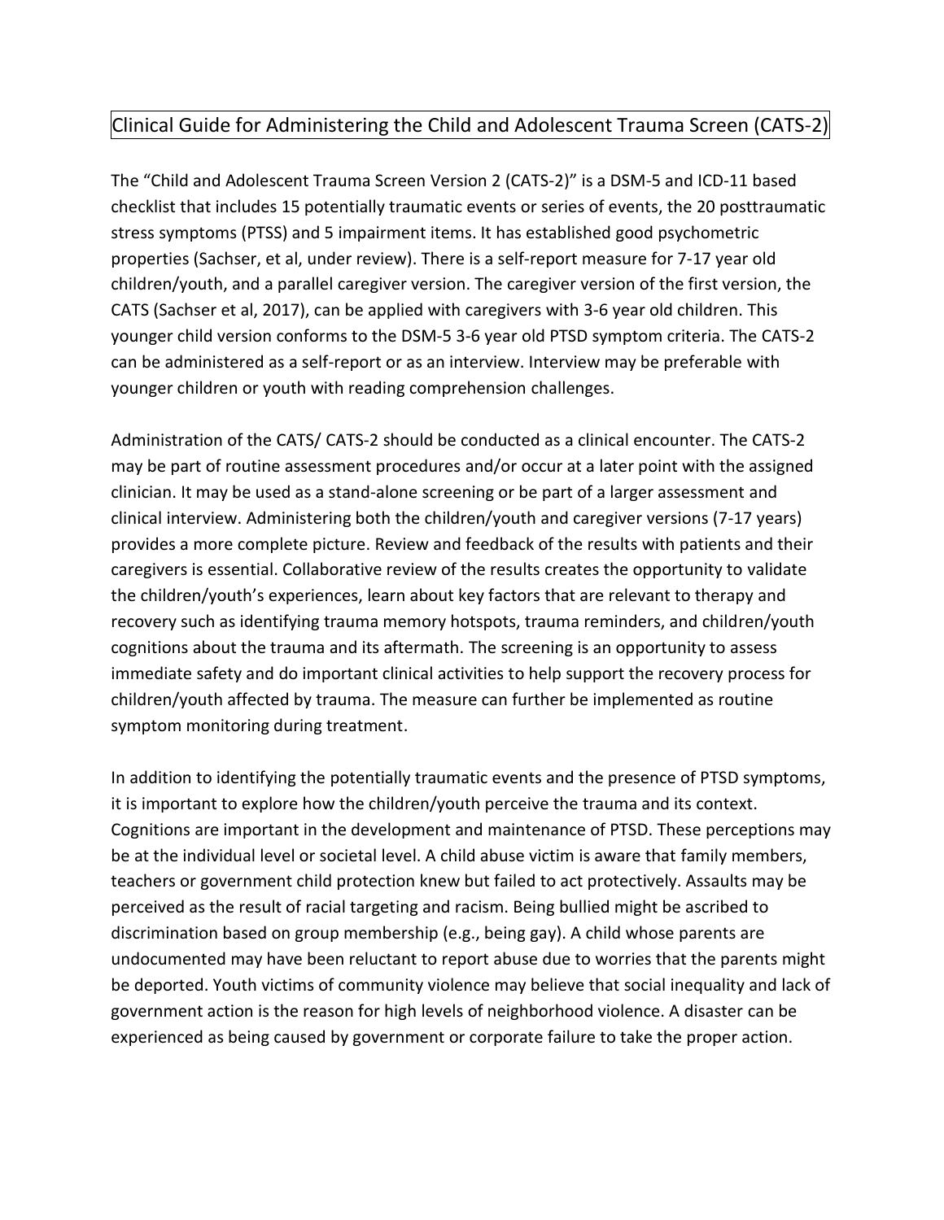# Clinical Guide for Administering the Child and Adolescent Trauma Screen (CATS-2)

The "Child and Adolescent Trauma Screen Version 2 (CATS-2)" is a DSM-5 and ICD-11 based checklist that includes 15 potentially traumatic events or series of events, the 20 posttraumatic stress symptoms (PTSS) and 5 impairment items. It has established good psychometric properties (Sachser, et al, under review). There is a self-report measure for 7-17 year old children/youth, and a parallel caregiver version. The caregiver version of the first version, the CATS (Sachser et al, 2017), can be applied with caregivers with 3-6 year old children. This younger child version conforms to the DSM-5 3-6 year old PTSD symptom criteria. The CATS-2 can be administered as a self-report or as an interview. Interview may be preferable with younger children or youth with reading comprehension challenges.

Administration of the CATS/ CATS-2 should be conducted as a clinical encounter. The CATS-2 may be part of routine assessment procedures and/or occur at a later point with the assigned clinician. It may be used as a stand-alone screening or be part of a larger assessment and clinical interview. Administering both the children/youth and caregiver versions (7-17 years) provides a more complete picture. Review and feedback of the results with patients and their caregivers is essential. Collaborative review of the results creates the opportunity to validate the children/youth's experiences, learn about key factors that are relevant to therapy and recovery such as identifying trauma memory hotspots, trauma reminders, and children/youth cognitions about the trauma and its aftermath. The screening is an opportunity to assess immediate safety and do important clinical activities to help support the recovery process for children/youth affected by trauma. The measure can further be implemented as routine symptom monitoring during treatment.

In addition to identifying the potentially traumatic events and the presence of PTSD symptoms, it is important to explore how the children/youth perceive the trauma and its context. Cognitions are important in the development and maintenance of PTSD. These perceptions may be at the individual level or societal level. A child abuse victim is aware that family members, teachers or government child protection knew but failed to act protectively. Assaults may be perceived as the result of racial targeting and racism. Being bullied might be ascribed to discrimination based on group membership (e.g., being gay). A child whose parents are undocumented may have been reluctant to report abuse due to worries that the parents might be deported. Youth victims of community violence may believe that social inequality and lack of government action is the reason for high levels of neighborhood violence. A disaster can be experienced as being caused by government or corporate failure to take the proper action.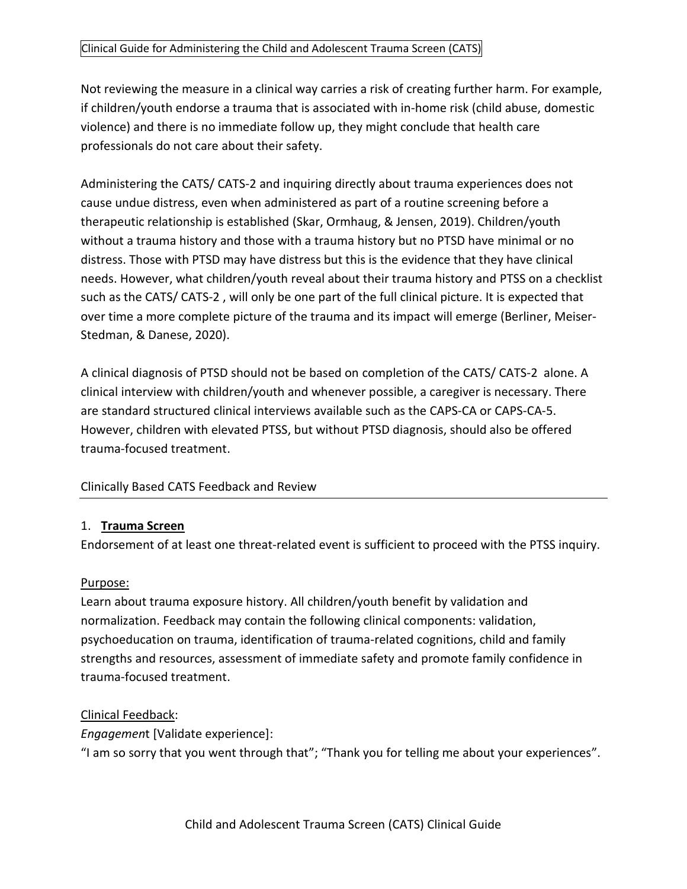Not reviewing the measure in a clinical way carries a risk of creating further harm. For example, if children/youth endorse a trauma that is associated with in-home risk (child abuse, domestic violence) and there is no immediate follow up, they might conclude that health care professionals do not care about their safety.

Administering the CATS/ CATS-2 and inquiring directly about trauma experiences does not cause undue distress, even when administered as part of a routine screening before a therapeutic relationship is established (Skar, Ormhaug, & Jensen, 2019). Children/youth without a trauma history and those with a trauma history but no PTSD have minimal or no distress. Those with PTSD may have distress but this is the evidence that they have clinical needs. However, what children/youth reveal about their trauma history and PTSS on a checklist such as the CATS/ CATS-2 , will only be one part of the full clinical picture. It is expected that over time a more complete picture of the trauma and its impact will emerge (Berliner, Meiser-Stedman, & Danese, 2020).

A clinical diagnosis of PTSD should not be based on completion of the CATS/ CATS-2 alone. A clinical interview with children/youth and whenever possible, a caregiver is necessary. There are standard structured clinical interviews available such as the CAPS-CA or CAPS-CA-5. However, children with elevated PTSS, but without PTSD diagnosis, should also be offered trauma-focused treatment.

## Clinically Based CATS Feedback and Review

1. **Trauma Screen**

Endorsement of at least one threat-related event is sufficient to proceed with the PTSS inquiry.

Purpose:

Learn about trauma exposure history. All children/youth benefit by validation and normalization. Feedback may contain the following clinical components: validation, psychoeducation on trauma, identification of trauma-related cognitions, child and family strengths and resources, assessment of immediate safety and promote family confidence in trauma-focused treatment.

Clinical Feedback:

*Engagement* [Validate experience]:

"I am so sorry that you went through that"; "Thank you for telling me about your experiences".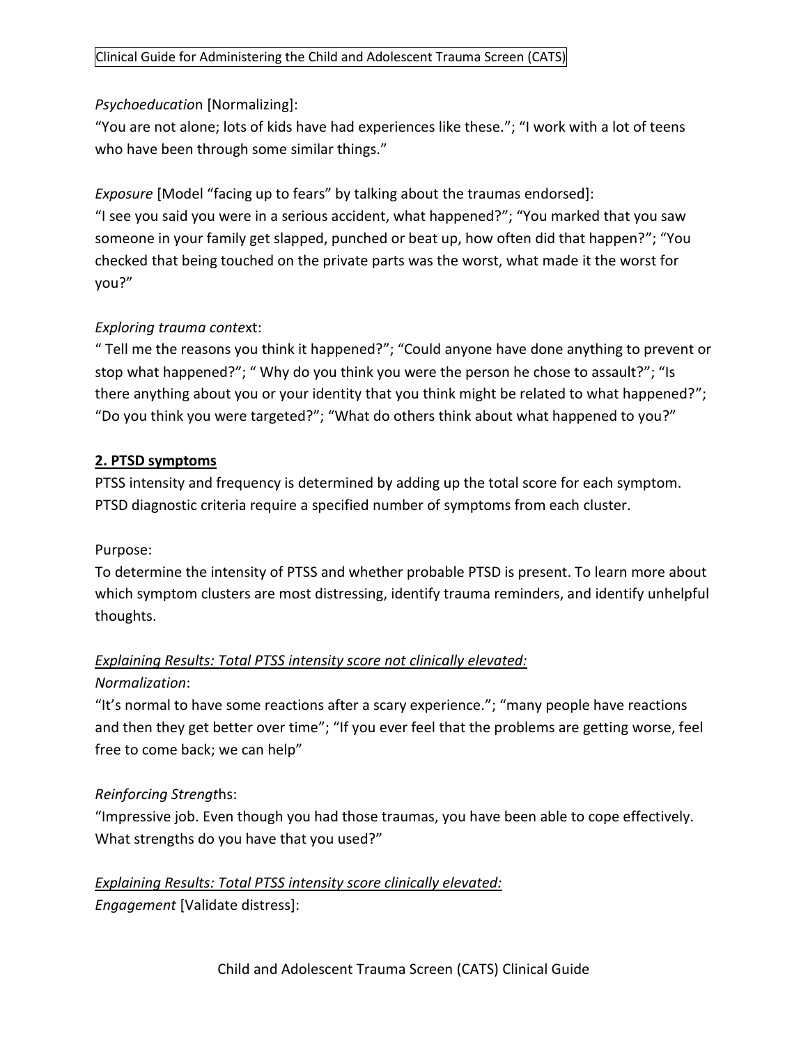*Psychoeducation* [Normalizing]:
"You are not alone; lots of kids have had experiences like these."; "I work with a lot of teens who have been through some similar things."

*Exposure* [Model "facing up to fears" by talking about the traumas endorsed]:
"I see you said you were in a serious accident, what happened?"; "You marked that you saw someone in your family get slapped, punched or beat up, how often did that happen?"; "You checked that being touched on the private parts was the worst, what made it the worst for you?"

*Exploring trauma context*:
" Tell me the reasons you think it happened?"; "Could anyone have done anything to prevent or stop what happened?"; " Why do you think you were the person he chose to assault?"; "Is there anything about you or your identity that you think might be related to what happened?"; "Do you think you were targeted?"; "What do others think about what happened to you?"

## 2. PTSD symptoms

PTSS intensity and frequency is determined by adding up the total score for each symptom. PTSD diagnostic criteria require a specified number of symptoms from each cluster.

Purpose:
To determine the intensity of PTSS and whether probable PTSD is present. To learn more about which symptom clusters are most distressing, identify trauma reminders, and identify unhelpful thoughts.

*Explaining Results: Total PTSS intensity score not clinically elevated:*
*Normalization*:
"It's normal to have some reactions after a scary experience."; "many people have reactions and then they get better over time"; "If you ever feel that the problems are getting worse, feel free to come back; we can help"

*Reinforcing Strengths*:
"Impressive job. Even though you had those traumas, you have been able to cope effectively. What strengths do you have that you used?"

*Explaining Results: Total PTSS intensity score clinically elevated:*
*Engagement* [Validate distress]: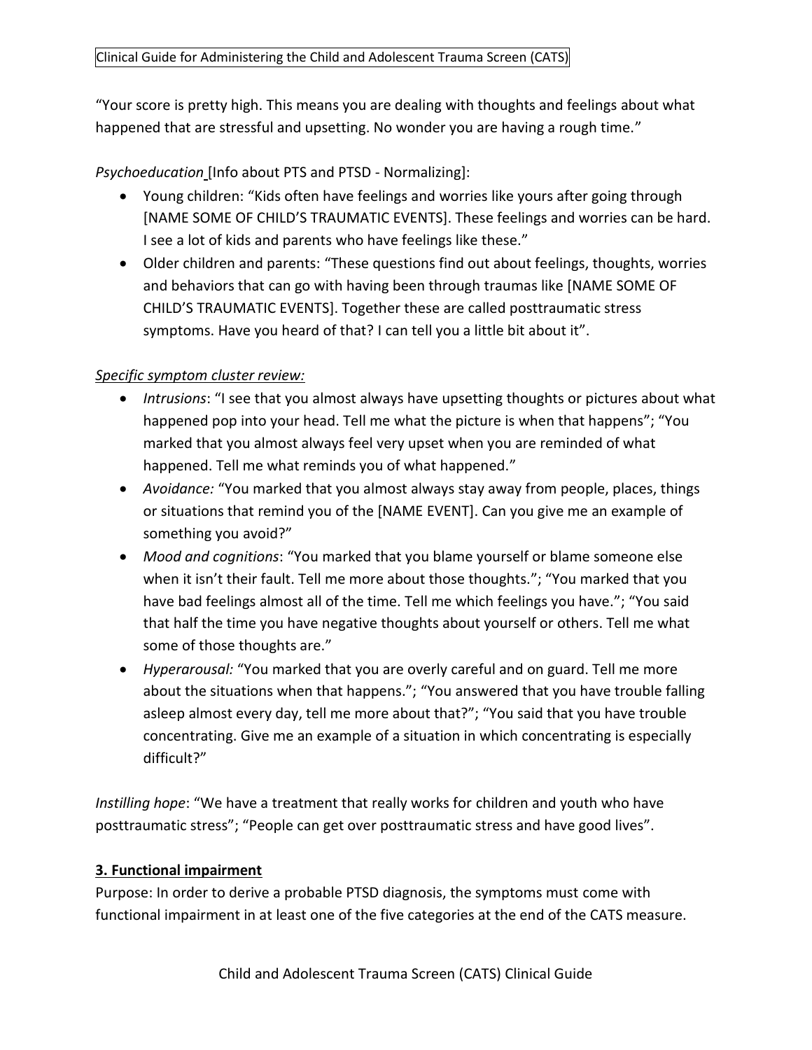"Your score is pretty high. This means you are dealing with thoughts and feelings about what happened that are stressful and upsetting. No wonder you are having a rough time."

*Psychoeducation* [Info about PTS and PTSD - Normalizing]:

- Young children: "Kids often have feelings and worries like yours after going through [NAME SOME OF CHILD'S TRAUMATIC EVENTS]. These feelings and worries can be hard. I see a lot of kids and parents who have feelings like these."
- Older children and parents: "These questions find out about feelings, thoughts, worries and behaviors that can go with having been through traumas like [NAME SOME OF CHILD'S TRAUMATIC EVENTS]. Together these are called posttraumatic stress symptoms. Have you heard of that? I can tell you a little bit about it".

*Specific symptom cluster review:*

- *Intrusions*: "I see that you almost always have upsetting thoughts or pictures about what happened pop into your head. Tell me what the picture is when that happens"; "You marked that you almost always feel very upset when you are reminded of what happened. Tell me what reminds you of what happened."
- *Avoidance:* "You marked that you almost always stay away from people, places, things or situations that remind you of the [NAME EVENT]. Can you give me an example of something you avoid?"
- *Mood and cognitions*: "You marked that you blame yourself or blame someone else when it isn't their fault. Tell me more about those thoughts."; "You marked that you have bad feelings almost all of the time. Tell me which feelings you have."; "You said that half the time you have negative thoughts about yourself or others. Tell me what some of those thoughts are."
- *Hyperarousal:* "You marked that you are overly careful and on guard. Tell me more about the situations when that happens."; "You answered that you have trouble falling asleep almost every day, tell me more about that?"; "You said that you have trouble concentrating. Give me an example of a situation in which concentrating is especially difficult?"

*Instilling hope*: "We have a treatment that really works for children and youth who have posttraumatic stress"; "People can get over posttraumatic stress and have good lives".

**3. Functional impairment**

Purpose: In order to derive a probable PTSD diagnosis, the symptoms must come with functional impairment in at least one of the five categories at the end of the CATS measure.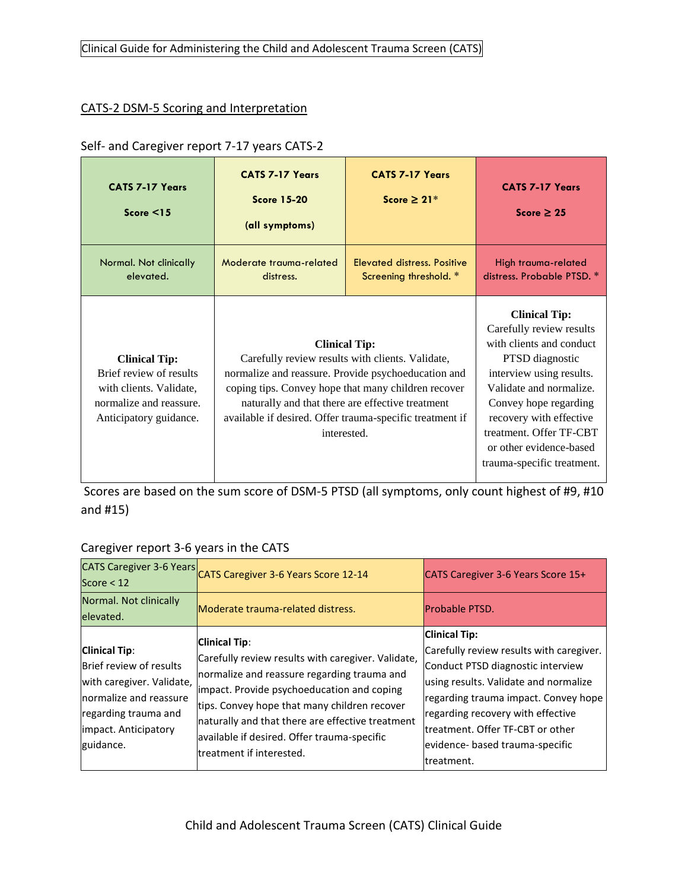## CATS-2 DSM-5 Scoring and Interpretation

Self- and Caregiver report 7-17 years CATS-2

| **CATS 7-17 Years**<br>**Score <15** | **CATS 7-17 Years**<br>**Score 15-20**<br>**(all symptoms)** | **CATS 7-17 Years**<br>**Score ≥ 21*** | **CATS 7-17 Years**<br>**Score ≥ 25** |
|---|---|---|---|
| Normal. Not clinically elevated. | Moderate trauma-related distress. | Elevated distress. Positive Screening threshold. * | High trauma-related distress. Probable PTSD. * |
| **Clinical Tip:**<br>Brief review of results with clients. Validate, normalize and reassure. Anticipatory guidance. | **Clinical Tip:**<br>Carefully review results with clients. Validate, normalize and reassure. Provide psychoeducation and coping tips. Convey hope that many children recover naturally and that there are effective treatment available if desired. Offer trauma-specific treatment if interested. | | **Clinical Tip:**<br>Carefully review results with clients and conduct PTSD diagnostic interview using results. Validate and normalize. Convey hope regarding recovery with effective treatment. Offer TF-CBT or other evidence-based trauma-specific treatment. |

Scores are based on the sum score of DSM-5 PTSD (all symptoms, only count highest of #9, #10 and #15)

Caregiver report 3-6 years in the CATS

| CATS Caregiver 3-6 Years Score < 12 | CATS Caregiver 3-6 Years Score 12-14 | CATS Caregiver 3-6 Years Score 15+ |
|---|---|---|
| Normal. Not clinically elevated. | Moderate trauma-related distress. | Probable PTSD. |
| **Clinical Tip**:<br>Brief review of results with caregiver. Validate, normalize and reassure regarding trauma and impact. Anticipatory guidance. | **Clinical Tip**:<br>Carefully review results with caregiver. Validate, normalize and reassure regarding trauma and impact. Provide psychoeducation and coping tips. Convey hope that many children recover naturally and that there are effective treatment available if desired. Offer trauma-specific treatment if interested. | **Clinical Tip:**<br>Carefully review results with caregiver. Conduct PTSD diagnostic interview using results. Validate and normalize regarding trauma impact. Convey hope regarding recovery with effective treatment. Offer TF-CBT or other evidence- based trauma-specific treatment. |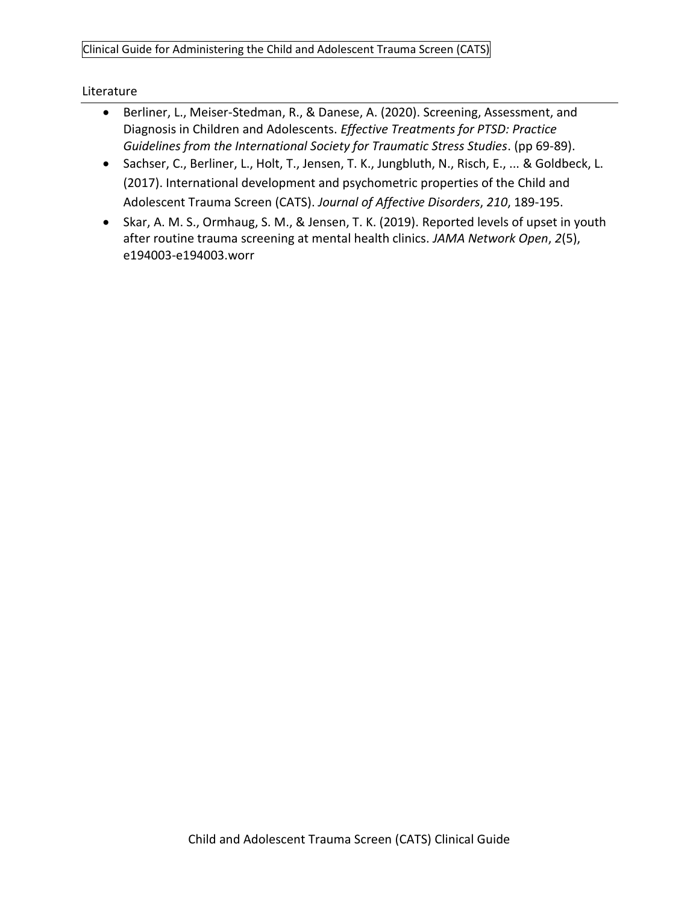## Literature

- Berliner, L., Meiser-Stedman, R., & Danese, A. (2020). Screening, Assessment, and Diagnosis in Children and Adolescents. *Effective Treatments for PTSD: Practice Guidelines from the International Society for Traumatic Stress Studies*. (pp 69-89).
- Sachser, C., Berliner, L., Holt, T., Jensen, T. K., Jungbluth, N., Risch, E., ... & Goldbeck, L. (2017). International development and psychometric properties of the Child and Adolescent Trauma Screen (CATS). *Journal of Affective Disorders*, *210*, 189-195.
- Skar, A. M. S., Ormhaug, S. M., & Jensen, T. K. (2019). Reported levels of upset in youth after routine trauma screening at mental health clinics. *JAMA Network Open*, *2*(5), e194003-e194003.worr